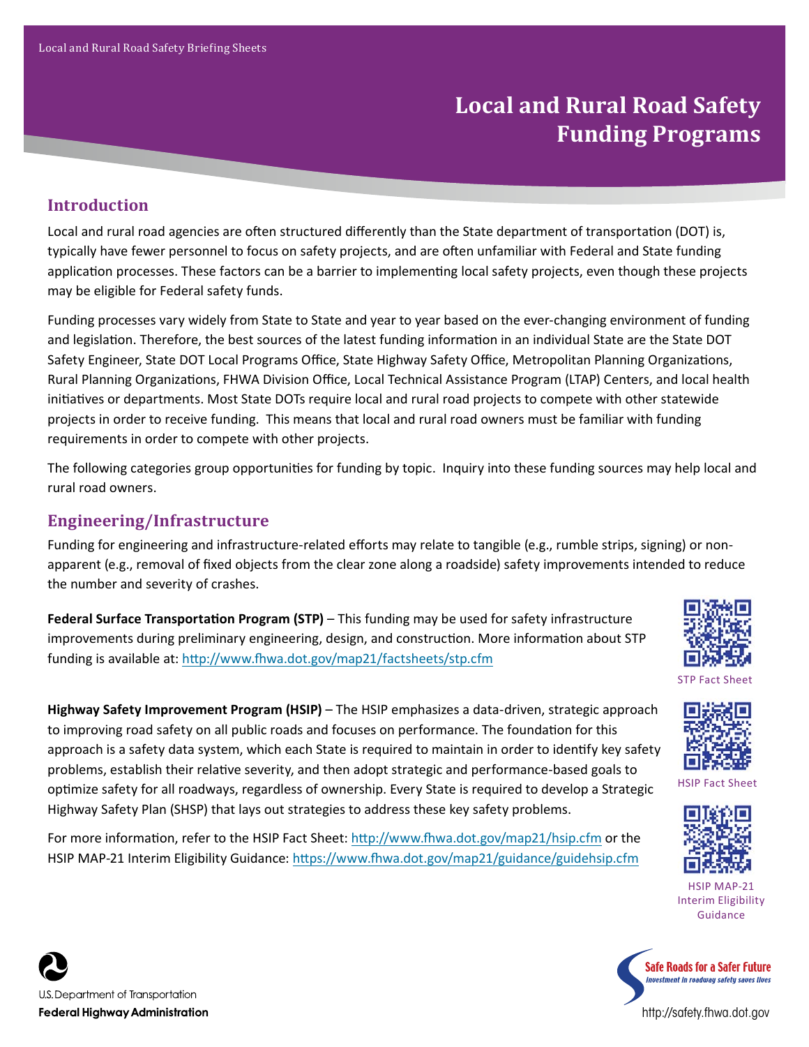# Local and Rural Road Safety Funding Programs

## Introduction

Local and rural road agencies are often structured differently than the State department of transportation (DOT) is, typically have fewer personnel to focus on safety projects, and are often unfamiliar with Federal and State funding application processes. These factors can be a barrier to implementing local safety projects, even though these projects may be eligible for Federal safety funds.

Funding processes vary widely from State to State and year to year based on the ever-changing environment of funding and legislation. Therefore, the best sources of the latest funding information in an individual State are the State DOT Safety Engineer, State DOT Local Programs Office, State Highway Safety Office, Metropolitan Planning Organizations, Rural Planning Organizations, FHWA Division Office, Local Technical Assistance Program (LTAP) Centers, and local health initiatives or departments. Most State DOTs require local and rural road projects to compete with other statewide projects in order to receive funding. This means that local and rural road owners must be familiar with funding requirements in order to compete with other projects.

The following categories group opportunities for funding by topic. Inquiry into these funding sources may help local and rural road owners.

## Engineering/Infrastructure

Funding for engineering and infrastructure-related efforts may relate to tangible (e.g., rumble strips, signing) or non-apparent (e.g., removal of fixed objects from the clear zone along a roadside) safety improvements intended to reduce the number and severity of crashes.

**Federal Surface Transportation Program (STP)** – This funding may be used for safety infrastructure improvements during preliminary engineering, design, and construction. More information about STP funding is available at: http://www.fhwa.dot.gov/map21/factsheets/stp.cfm

STP Fact Sheet

**Highway Safety Improvement Program (HSIP)** – The HSIP emphasizes a data-driven, strategic approach to improving road safety on all public roads and focuses on performance. The foundation for this approach is a safety data system, which each State is required to maintain in order to identify key safety problems, establish their relative severity, and then adopt strategic and performance-based goals to optimize safety for all roadways, regardless of ownership. Every State is required to develop a Strategic Highway Safety Plan (SHSP) that lays out strategies to address these key safety problems.

For more information, refer to the HSIP Fact Sheet: http://www.fhwa.dot.gov/map21/hsip.cfm or the HSIP MAP-21 Interim Eligibility Guidance: https://www.fhwa.dot.gov/map21/guidance/guidehsip.cfm

HSIP Fact Sheet

HSIP MAP-21 Interim Eligibility Guidance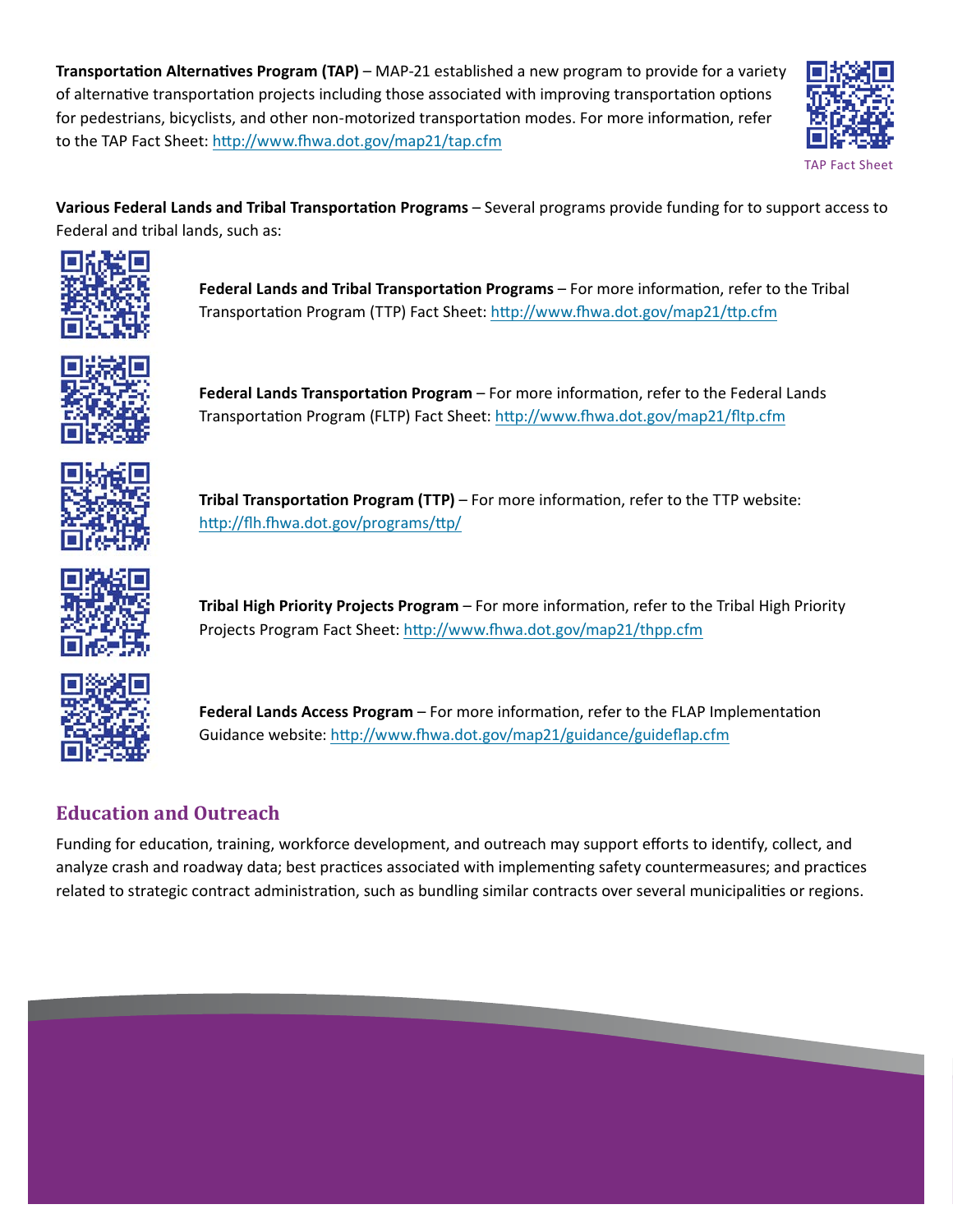**Transportation Alternatives Program (TAP)** – MAP-21 established a new program to provide for a variety of alternative transportation projects including those associated with improving transportation options for pedestrians, bicyclists, and other non-motorized transportation modes. For more information, refer to the TAP Fact Sheet: http://www.fhwa.dot.gov/map21/tap.cfm

TAP Fact Sheet

**Various Federal Lands and Tribal Transportation Programs** – Several programs provide funding for to support access to Federal and tribal lands, such as:

**Federal Lands and Tribal Transportation Programs** – For more information, refer to the Tribal Transportation Program (TTP) Fact Sheet: http://www.fhwa.dot.gov/map21/ttp.cfm

**Federal Lands Transportation Program** – For more information, refer to the Federal Lands Transportation Program (FLTP) Fact Sheet: http://www.fhwa.dot.gov/map21/fltp.cfm

**Tribal Transportation Program (TTP)** – For more information, refer to the TTP website: http://flh.fhwa.dot.gov/programs/ttp/

**Tribal High Priority Projects Program** – For more information, refer to the Tribal High Priority Projects Program Fact Sheet: http://www.fhwa.dot.gov/map21/thpp.cfm

**Federal Lands Access Program** – For more information, refer to the FLAP Implementation Guidance website: http://www.fhwa.dot.gov/map21/guidance/guideflap.cfm

## Education and Outreach

Funding for education, training, workforce development, and outreach may support efforts to identify, collect, and analyze crash and roadway data; best practices associated with implementing safety countermeasures; and practices related to strategic contract administration, such as bundling similar contracts over several municipalities or regions.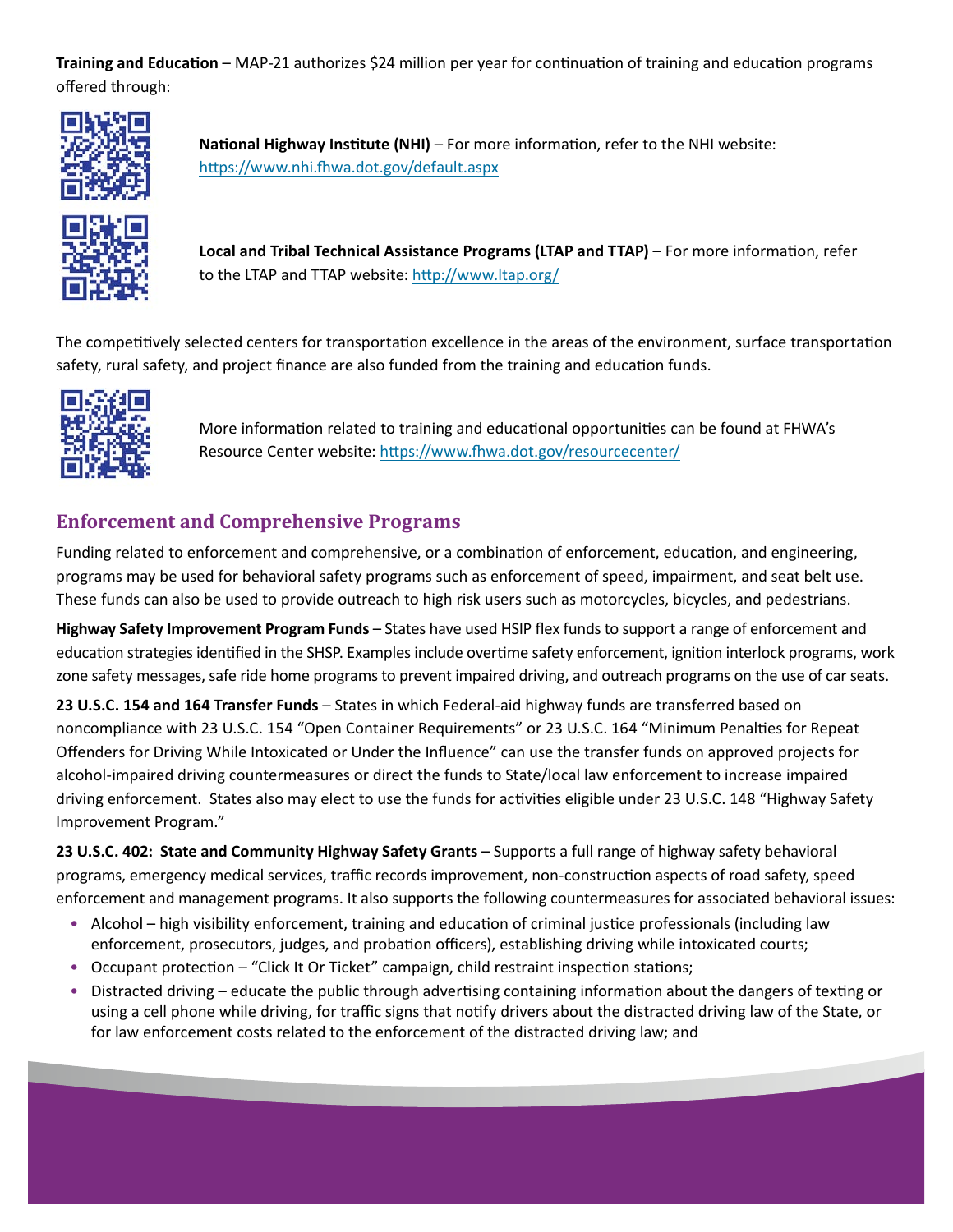**Training and Education** – MAP-21 authorizes $24 million per year for continuation of training and education programs offered through:

**National Highway Institute (NHI)** – For more information, refer to the NHI website: https://www.nhi.fhwa.dot.gov/default.aspx

**Local and Tribal Technical Assistance Programs (LTAP and TTAP)** – For more information, refer to the LTAP and TTAP website: http://www.ltap.org/

The competitively selected centers for transportation excellence in the areas of the environment, surface transportation safety, rural safety, and project finance are also funded from the training and education funds.

More information related to training and educational opportunities can be found at FHWA's Resource Center website: https://www.fhwa.dot.gov/resourcecenter/

## Enforcement and Comprehensive Programs

Funding related to enforcement and comprehensive, or a combination of enforcement, education, and engineering, programs may be used for behavioral safety programs such as enforcement of speed, impairment, and seat belt use. These funds can also be used to provide outreach to high risk users such as motorcycles, bicycles, and pedestrians.

**Highway Safety Improvement Program Funds** – States have used HSIP flex funds to support a range of enforcement and education strategies identified in the SHSP. Examples include overtime safety enforcement, ignition interlock programs, work zone safety messages, safe ride home programs to prevent impaired driving, and outreach programs on the use of car seats.

**23 U.S.C. 154 and 164 Transfer Funds** – States in which Federal-aid highway funds are transferred based on noncompliance with 23 U.S.C. 154 "Open Container Requirements" or 23 U.S.C. 164 "Minimum Penalties for Repeat Offenders for Driving While Intoxicated or Under the Influence" can use the transfer funds on approved projects for alcohol-impaired driving countermeasures or direct the funds to State/local law enforcement to increase impaired driving enforcement. States also may elect to use the funds for activities eligible under 23 U.S.C. 148 "Highway Safety Improvement Program."

**23 U.S.C. 402: State and Community Highway Safety Grants** – Supports a full range of highway safety behavioral programs, emergency medical services, traffic records improvement, non-construction aspects of road safety, speed enforcement and management programs. It also supports the following countermeasures for associated behavioral issues:

- Alcohol – high visibility enforcement, training and education of criminal justice professionals (including law enforcement, prosecutors, judges, and probation officers), establishing driving while intoxicated courts;
- Occupant protection – "Click It Or Ticket" campaign, child restraint inspection stations;
- Distracted driving – educate the public through advertising containing information about the dangers of texting or using a cell phone while driving, for traffic signs that notify drivers about the distracted driving law of the State, or for law enforcement costs related to the enforcement of the distracted driving law; and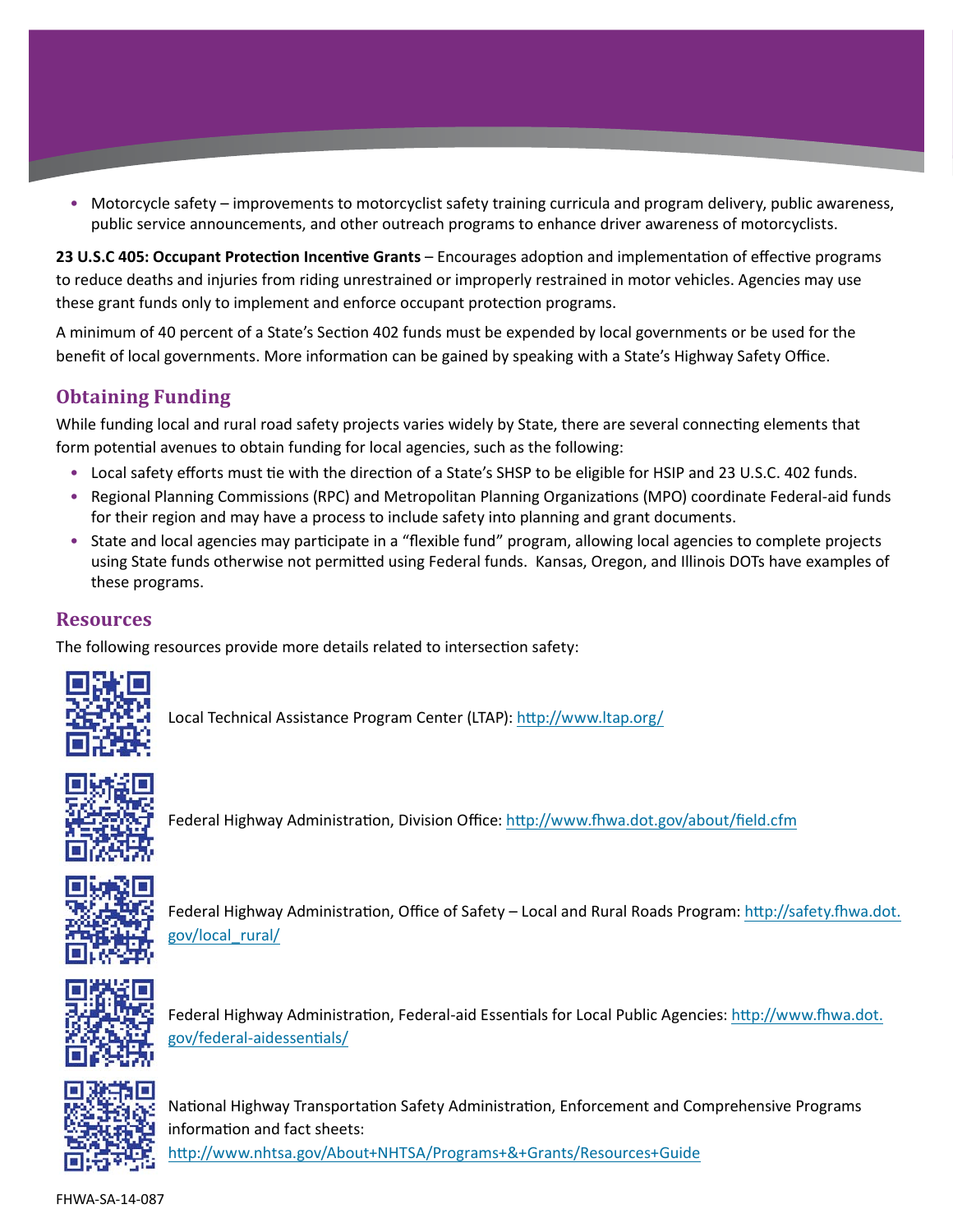- Motorcycle safety – improvements to motorcyclist safety training curricula and program delivery, public awareness, public service announcements, and other outreach programs to enhance driver awareness of motorcyclists.

**23 U.S.C 405: Occupant Protection Incentive Grants** – Encourages adoption and implementation of effective programs to reduce deaths and injuries from riding unrestrained or improperly restrained in motor vehicles. Agencies may use these grant funds only to implement and enforce occupant protection programs.

A minimum of 40 percent of a State's Section 402 funds must be expended by local governments or be used for the benefit of local governments. More information can be gained by speaking with a State's Highway Safety Office.

## Obtaining Funding

While funding local and rural road safety projects varies widely by State, there are several connecting elements that form potential avenues to obtain funding for local agencies, such as the following:

- Local safety efforts must tie with the direction of a State's SHSP to be eligible for HSIP and 23 U.S.C. 402 funds.
- Regional Planning Commissions (RPC) and Metropolitan Planning Organizations (MPO) coordinate Federal-aid funds for their region and may have a process to include safety into planning and grant documents.
- State and local agencies may participate in a "flexible fund" program, allowing local agencies to complete projects using State funds otherwise not permitted using Federal funds. Kansas, Oregon, and Illinois DOTs have examples of these programs.

## Resources

The following resources provide more details related to intersection safety:

Local Technical Assistance Program Center (LTAP): http://www.ltap.org/

Federal Highway Administration, Division Office: http://www.fhwa.dot.gov/about/field.cfm

Federal Highway Administration, Office of Safety – Local and Rural Roads Program: http://safety.fhwa.dot.gov/local_rural/

Federal Highway Administration, Federal-aid Essentials for Local Public Agencies: http://www.fhwa.dot.gov/federal-aidessentials/

National Highway Transportation Safety Administration, Enforcement and Comprehensive Programs information and fact sheets:
http://www.nhtsa.gov/About+NHTSA/Programs+&+Grants/Resources+Guide

FHWA-SA-14-087